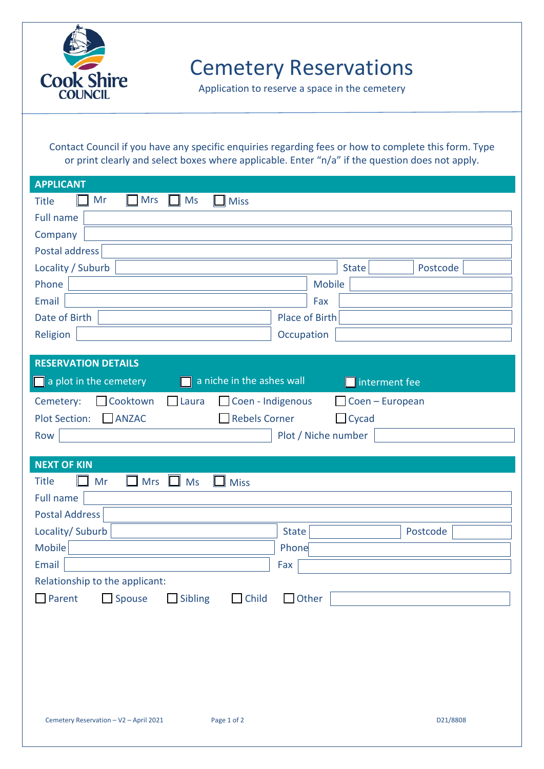Cook Shire COUNCIL

# Cemetery Reservations

Application to reserve a space in the cemetery

Contact Council if you have any specific enquiries regarding fees or how to complete this form. Type or print clearly and select boxes where applicable. Enter "n/a" if the question does not apply.

## APPLICANT

Title ☐ Mr ☐ Mrs ☐ Ms ☐ Miss

Full name

Company

Postal address

Locality / Suburb | State | Postcode

Phone | Mobile

Email | Fax

Date of Birth | Place of Birth

Religion | Occupation

## RESERVATION DETAILS

☐ a plot in the cemetery ☐ a niche in the ashes wall ☐ interment fee

Cemetery: ☐ Cooktown ☐ Laura ☐ Coen - Indigenous ☐ Coen – European

Plot Section: ☐ ANZAC ☐ Rebels Corner ☐ Cycad

Row | Plot / Niche number

## NEXT OF KIN

Title ☐ Mr ☐ Mrs ☐ Ms ☐ Miss

Full name

Postal Address

Locality/ Suburb | State | Postcode

Mobile | Phone

Email | Fax

Relationship to the applicant:

☐ Parent ☐ Spouse ☐ Sibling ☐ Child ☐ Other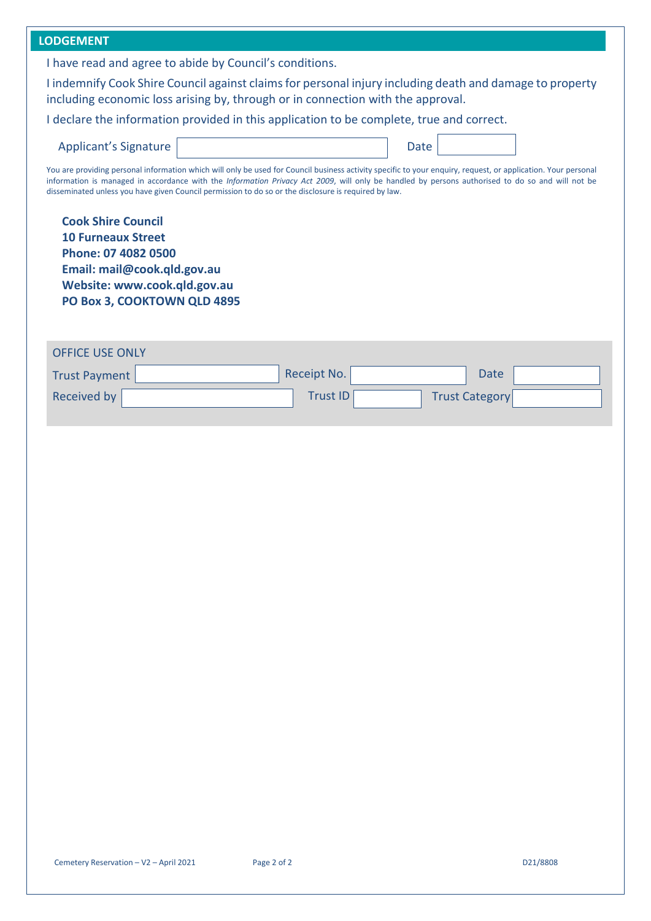## LODGEMENT

I have read and agree to abide by Council's conditions.

I indemnify Cook Shire Council against claims for personal injury including death and damage to property including economic loss arising by, through or in connection with the approval.

I declare the information provided in this application to be complete, true and correct.

| | | | |
|---|---|---|---|
| Applicant's Signature | | Date | |

You are providing personal information which will only be used for Council business activity specific to your enquiry, request, or application. Your personal information is managed in accordance with the *Information Privacy Act 2009*, will only be handled by persons authorised to do so and will not be disseminated unless you have given Council permission to do so or the disclosure is required by law.

**Cook Shire Council**
**10 Furneaux Street**
**Phone: 07 4082 0500**
**Email: mail@cook.qld.gov.au**
**Website: www.cook.qld.gov.au**
**PO Box 3, COOKTOWN QLD 4895**

OFFICE USE ONLY

| | | | | | |
|---|---|---|---|---|---|
| Trust Payment | | Receipt No. | | Date | |
| Received by | | Trust ID | | Trust Category | |

Cemetery Reservation – V2 – April 2021 D21/8808